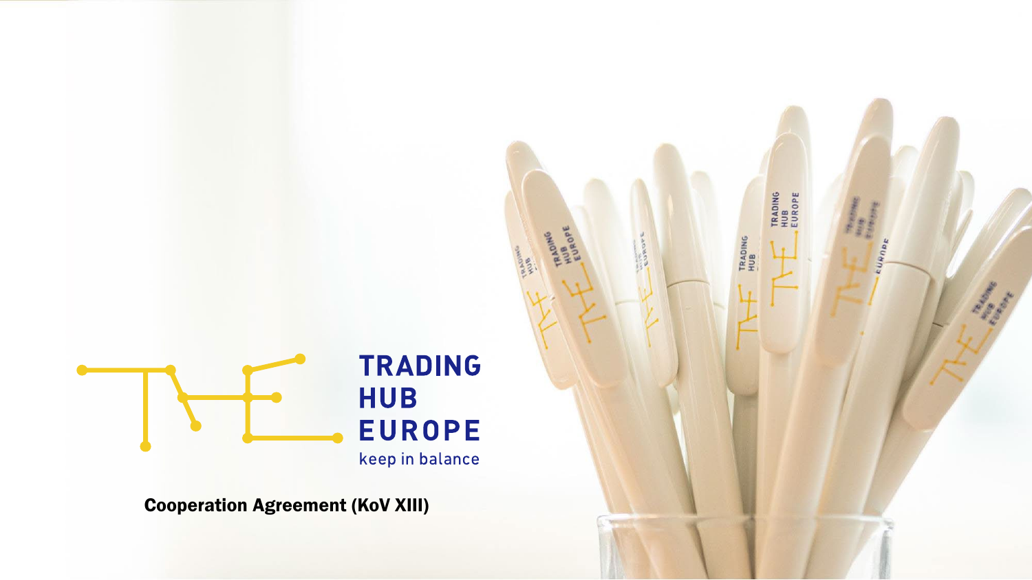TRADING
HUB
EUROPE
keep in balance

**Cooperation Agreement (KoV XIII)**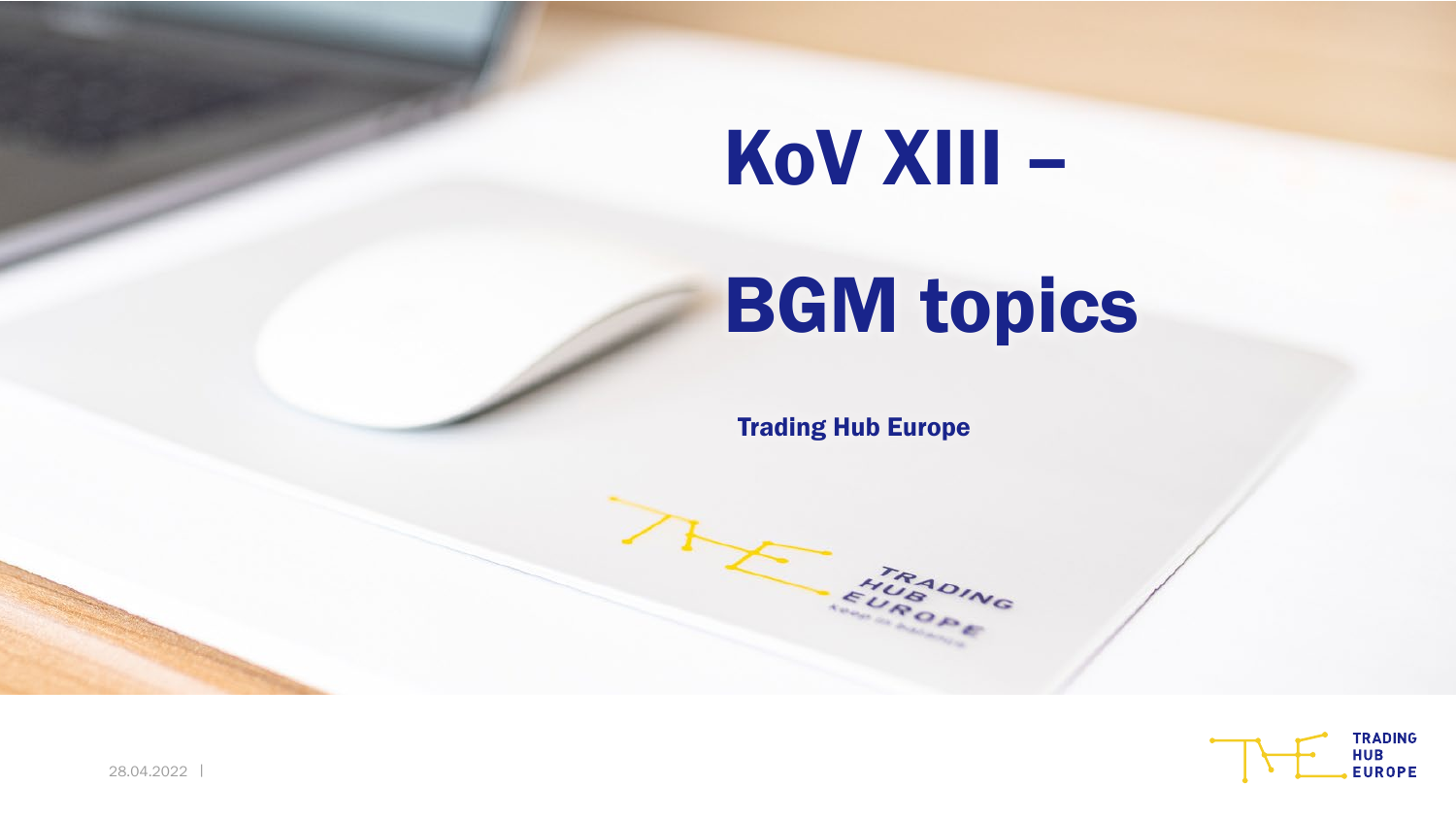# KoV XIII – BGM topics

Trading Hub Europe

28.04.2022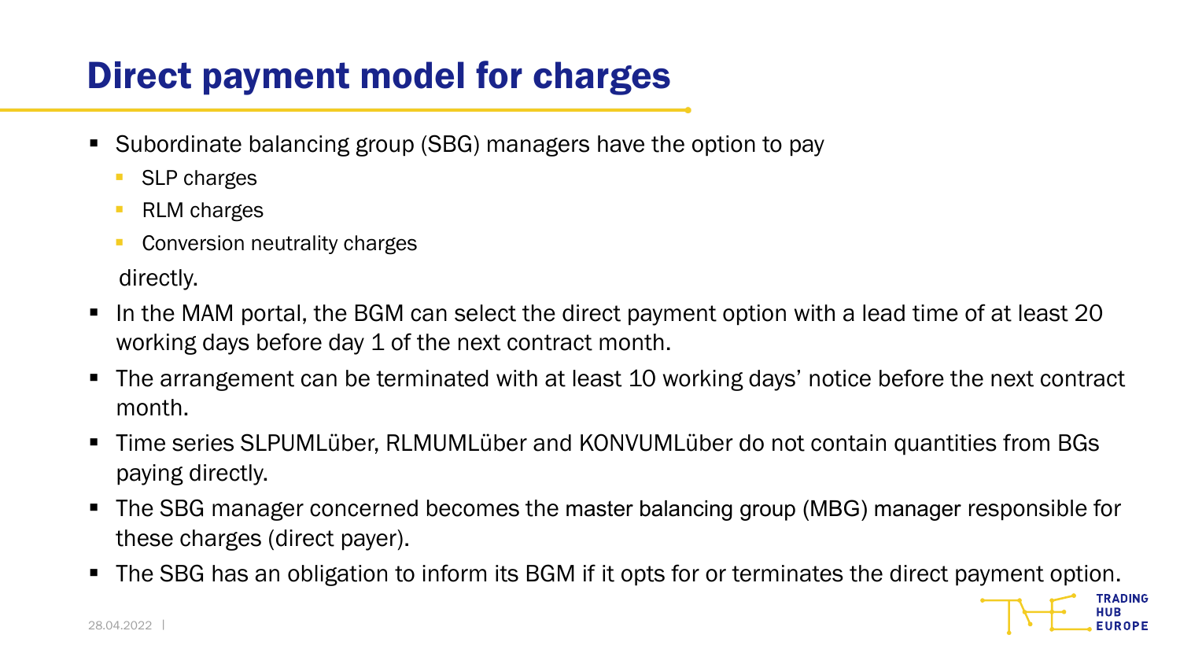# Direct payment model for charges

- Subordinate balancing group (SBG) managers have the option to pay
  - SLP charges
  - RLM charges
  - Conversion neutrality charges

  directly.
- In the MAM portal, the BGM can select the direct payment option with a lead time of at least 20 working days before day 1 of the next contract month.
- The arrangement can be terminated with at least 10 working days' notice before the next contract month.
- Time series SLPUMLüber, RLMUMLüber and KONVUMLüber do not contain quantities from BGs paying directly.
- The SBG manager concerned becomes the master balancing group (MBG) manager responsible for these charges (direct payer).
- The SBG has an obligation to inform its BGM if it opts for or terminates the direct payment option.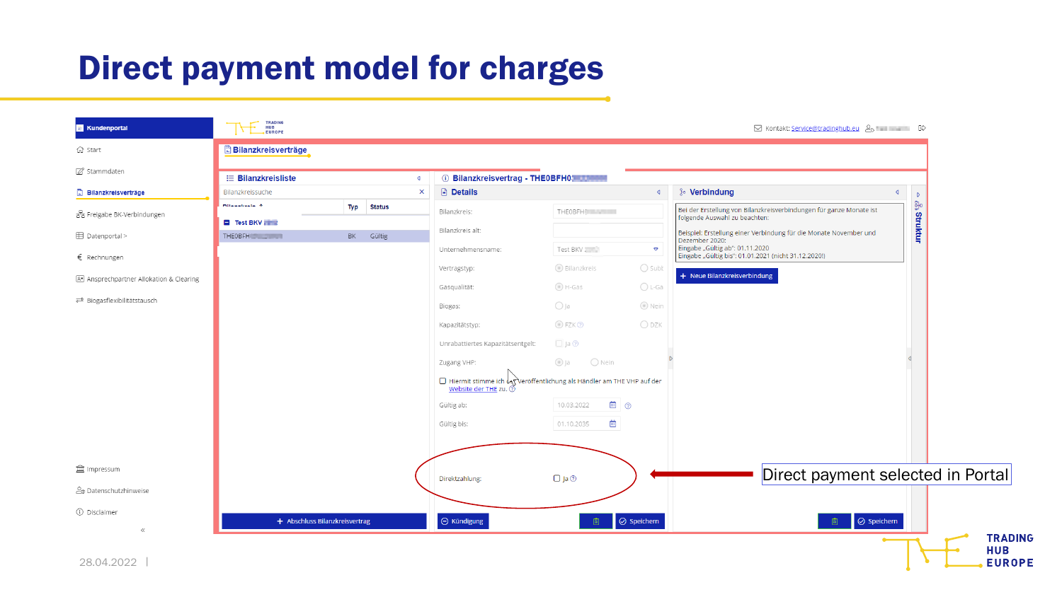# Direct payment model for charges

Direct payment selected in Portal

Kundenportal

Start

Stammdaten

Bilanzkreisverträge

Freigabe BK-Verbindungen

Datenportal >

Rechnungen

Ansprechpartner Allokation & Clearing

Biogasflexibilitätstausch

Impressum

Datenschutzhinweise

Disclaimer

Kontakt: Service@tradinghub.eu

## Bilanzkreisverträge

### Bilanzkreisliste

Bilanzkreissuche

| Bilanzkreis | Typ | Status |
|---|---|---|
| Test BKV | | |
| THE0BFH | BK | Gültig |

Abschluss Bilanzkreisvertrag

### Bilanzkreisvertrag - THE0BFH0

#### Details

Bilanzkreis: THE0BFH

Bilanzkreis alt:

Unternehmensname: Test BKV

Vertragstyp: Bilanzkreis / Sub

Gasqualität: H-Gas / L-Ga

Biogas: Ja / Nein

Kapazitätstyp: FZK / DZK

Unrabattiertes Kapazitätsentgelt: Ja

Zugang VHP: Ja / Nein

Hiermit stimme ich der Veröffentlichung als Händler am THE VHP auf der Website der THE zu.

Gültig ab: 10.03.2022

Gültig bis: 01.10.2035

Direktzahlung: Ja

Kündigung

Speichern

#### Verbindung

Bei der Erstellung von Bilanzkreisverbindungen für ganze Monate ist folgende Auswahl zu beachten:

Beispiel: Erstellung einer Verbindung für die Monate November und Dezember 2020:
Eingabe „Gültig ab": 01.11.2020
Eingabe „Gültig bis": 01.01.2021 (nicht 31.12.2020!)

Neue Bilanzkreisverbindung

Speichern

Struktur

28.04.2022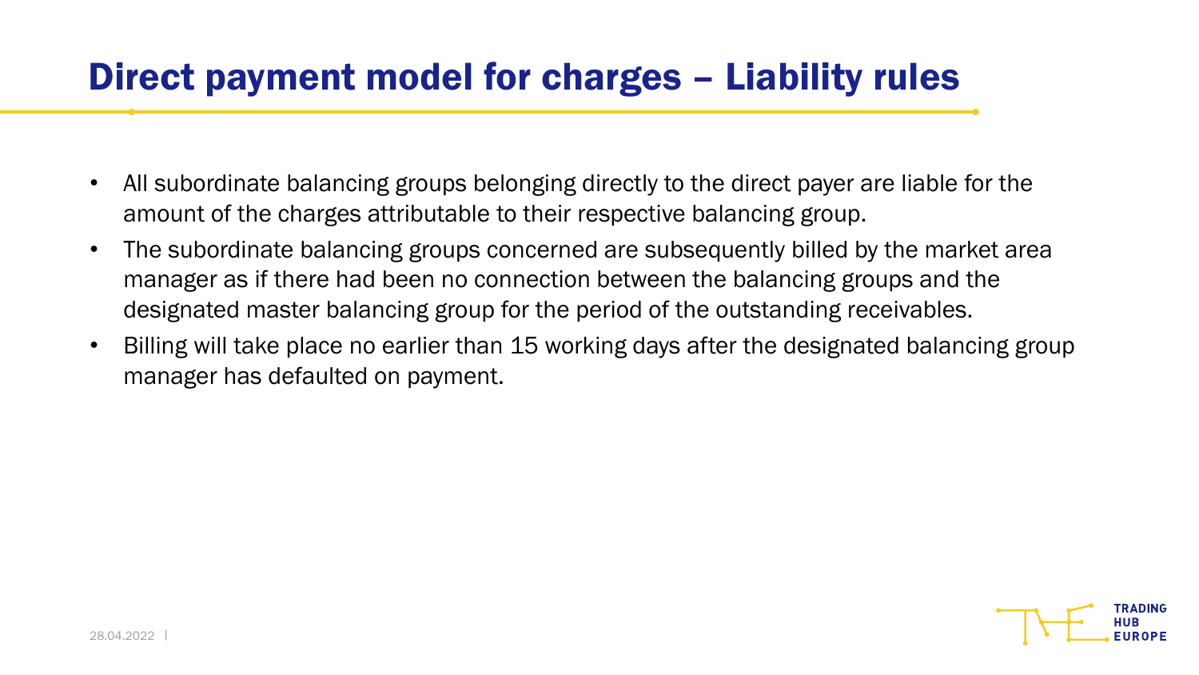# Direct payment model for charges – Liability rules

- All subordinate balancing groups belonging directly to the direct payer are liable for the amount of the charges attributable to their respective balancing group.
- The subordinate balancing groups concerned are subsequently billed by the market area manager as if there had been no connection between the balancing groups and the designated master balancing group for the period of the outstanding receivables.
- Billing will take place no earlier than 15 working days after the designated balancing group manager has defaulted on payment.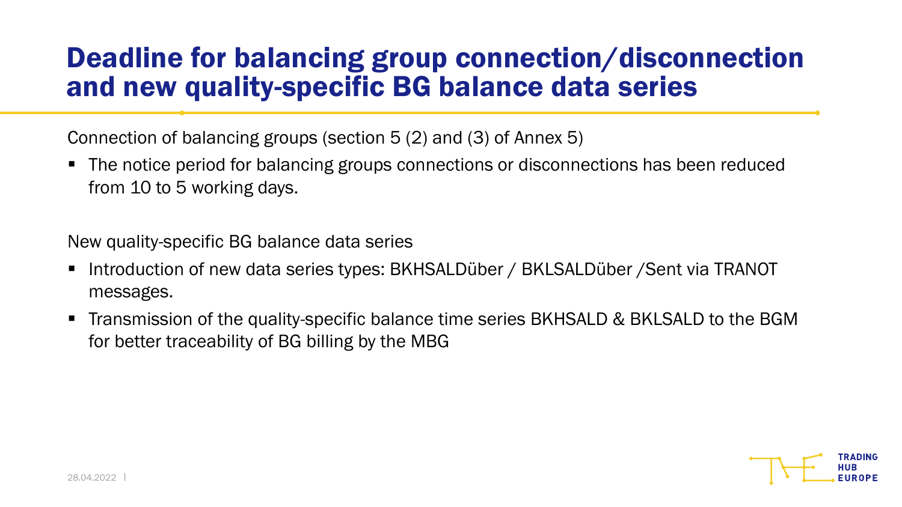# Deadline for balancing group connection/disconnection and new quality-specific BG balance data series

Connection of balancing groups (section 5 (2) and (3) of Annex 5)

- The notice period for balancing groups connections or disconnections has been reduced from 10 to 5 working days.

New quality-specific BG balance data series

- Introduction of new data series types: BKHSALDüber / BKLSALDüber /Sent via TRANOT messages.
- Transmission of the quality-specific balance time series BKHSALD & BKLSALD to the BGM for better traceability of BG billing by the MBG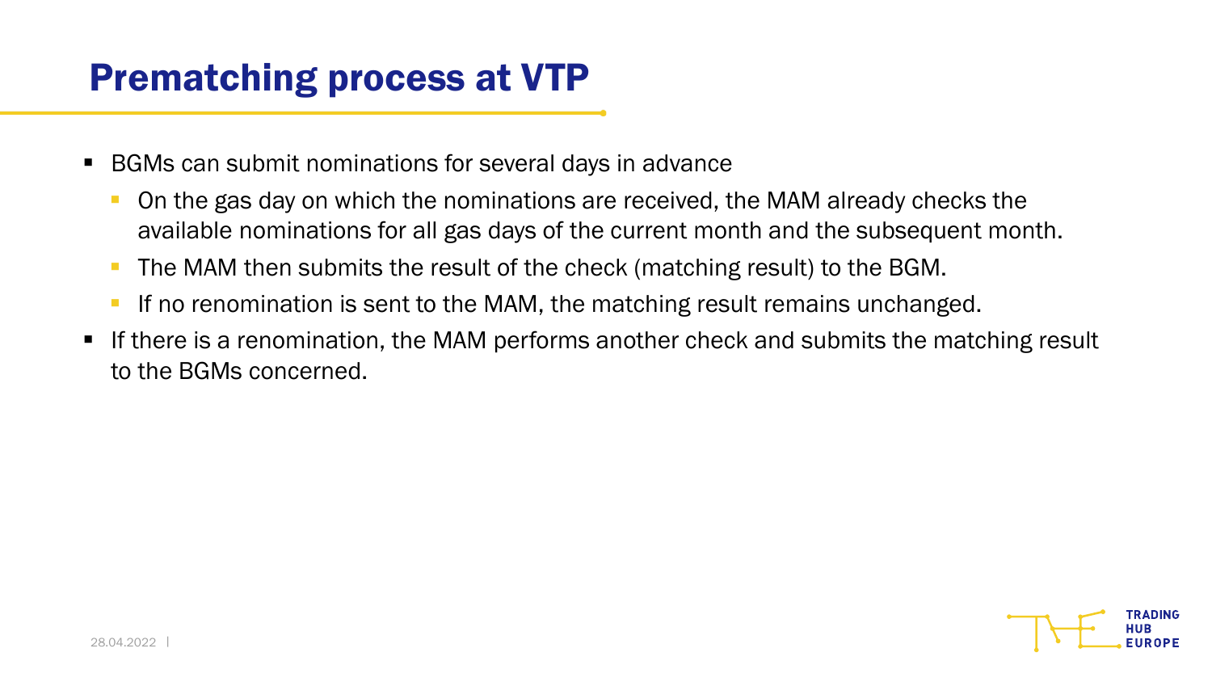# Prematching process at VTP

- BGMs can submit nominations for several days in advance
  - On the gas day on which the nominations are received, the MAM already checks the available nominations for all gas days of the current month and the subsequent month.
  - The MAM then submits the result of the check (matching result) to the BGM.
  - If no renomination is sent to the MAM, the matching result remains unchanged.
- If there is a renomination, the MAM performs another check and submits the matching result to the BGMs concerned.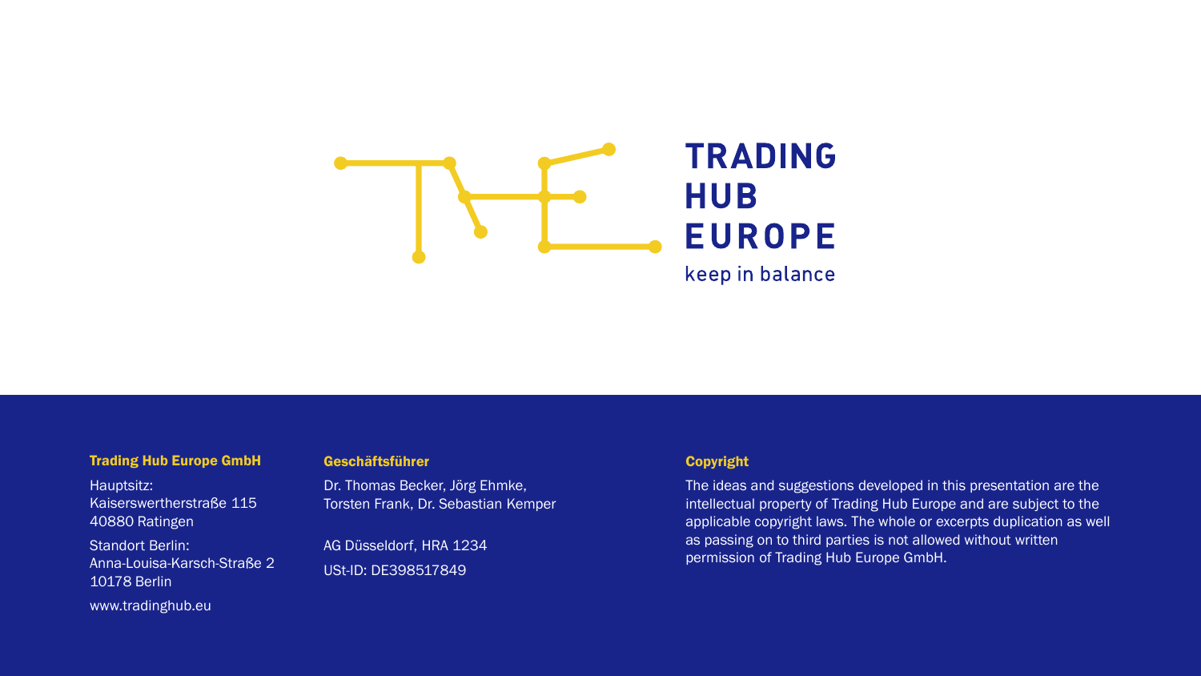TRADING HUB EUROPE

keep in balance

**Trading Hub Europe GmbH**

Hauptsitz:
Kaiserswertherstraße 115
40880 Ratingen

Standort Berlin:
Anna-Louisa-Karsch-Straße 2
10178 Berlin

www.tradinghub.eu

**Geschäftsführer**

Dr. Thomas Becker, Jörg Ehmke,
Torsten Frank, Dr. Sebastian Kemper

AG Düsseldorf, HRA 1234

USt-ID: DE398517849

**Copyright**

The ideas and suggestions developed in this presentation are the intellectual property of Trading Hub Europe and are subject to the applicable copyright laws. The whole or excerpts duplication as well as passing on to third parties is not allowed without written permission of Trading Hub Europe GmbH.